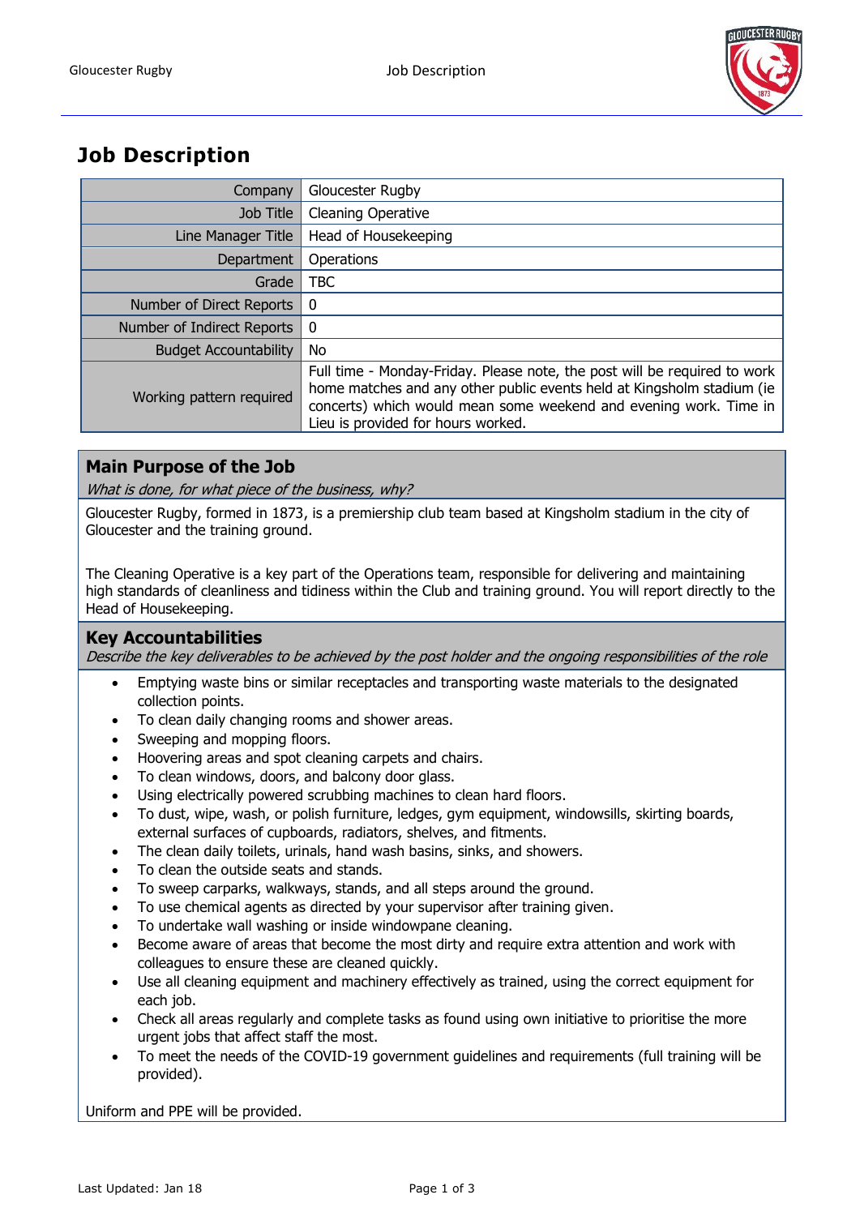# Job Description

| | |
|---|---|
| Company | Gloucester Rugby |
| Job Title | Cleaning Operative |
| Line Manager Title | Head of Housekeeping |
| Department | Operations |
| Grade | TBC |
| Number of Direct Reports | 0 |
| Number of Indirect Reports | 0 |
| Budget Accountability | No |
| Working pattern required | Full time - Monday-Friday. Please note, the post will be required to work home matches and any other public events held at Kingsholm stadium (ie concerts) which would mean some weekend and evening work. Time in Lieu is provided for hours worked. |

## Main Purpose of the Job

*What is done, for what piece of the business, why?*

Gloucester Rugby, formed in 1873, is a premiership club team based at Kingsholm stadium in the city of Gloucester and the training ground.

The Cleaning Operative is a key part of the Operations team, responsible for delivering and maintaining high standards of cleanliness and tidiness within the Club and training ground. You will report directly to the Head of Housekeeping.

## Key Accountabilities

*Describe the key deliverables to be achieved by the post holder and the ongoing responsibilities of the role*

- Emptying waste bins or similar receptacles and transporting waste materials to the designated collection points.
- To clean daily changing rooms and shower areas.
- Sweeping and mopping floors.
- Hoovering areas and spot cleaning carpets and chairs.
- To clean windows, doors, and balcony door glass.
- Using electrically powered scrubbing machines to clean hard floors.
- To dust, wipe, wash, or polish furniture, ledges, gym equipment, windowsills, skirting boards, external surfaces of cupboards, radiators, shelves, and fitments.
- The clean daily toilets, urinals, hand wash basins, sinks, and showers.
- To clean the outside seats and stands.
- To sweep carparks, walkways, stands, and all steps around the ground.
- To use chemical agents as directed by your supervisor after training given.
- To undertake wall washing or inside windowpane cleaning.
- Become aware of areas that become the most dirty and require extra attention and work with colleagues to ensure these are cleaned quickly.
- Use all cleaning equipment and machinery effectively as trained, using the correct equipment for each job.
- Check all areas regularly and complete tasks as found using own initiative to prioritise the more urgent jobs that affect staff the most.
- To meet the needs of the COVID-19 government guidelines and requirements (full training will be provided).

Uniform and PPE will be provided.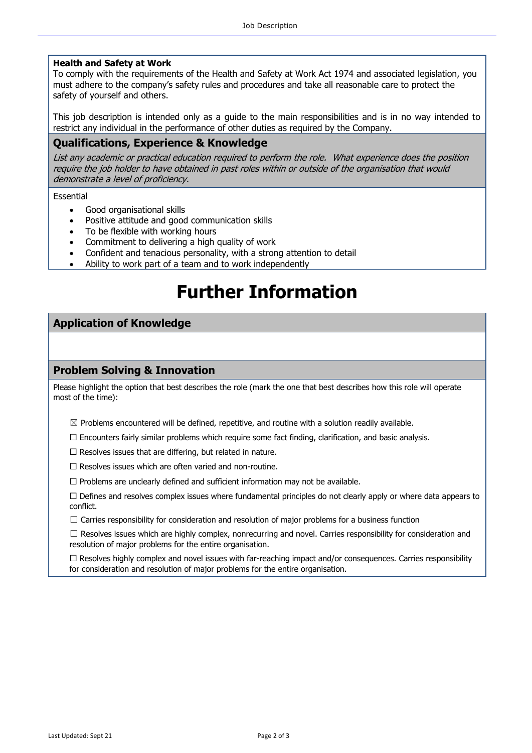**Health and Safety at Work**

To comply with the requirements of the Health and Safety at Work Act 1974 and associated legislation, you must adhere to the company's safety rules and procedures and take all reasonable care to protect the safety of yourself and others.

This job description is intended only as a guide to the main responsibilities and is in no way intended to restrict any individual in the performance of other duties as required by the Company.

## Qualifications, Experience & Knowledge

*List any academic or practical education required to perform the role. What experience does the position require the job holder to have obtained in past roles within or outside of the organisation that would demonstrate a level of proficiency.*

Essential

- Good organisational skills
- Positive attitude and good communication skills
- To be flexible with working hours
- Commitment to delivering a high quality of work
- Confident and tenacious personality, with a strong attention to detail
- Ability to work part of a team and to work independently

# Further Information

## Application of Knowledge

## Problem Solving & Innovation

Please highlight the option that best describes the role (mark the one that best describes how this role will operate most of the time):

☒ Problems encountered will be defined, repetitive, and routine with a solution readily available.

☐ Encounters fairly similar problems which require some fact finding, clarification, and basic analysis.

☐ Resolves issues that are differing, but related in nature.

☐ Resolves issues which are often varied and non-routine.

☐ Problems are unclearly defined and sufficient information may not be available.

☐ Defines and resolves complex issues where fundamental principles do not clearly apply or where data appears to conflict.

☐ Carries responsibility for consideration and resolution of major problems for a business function

☐ Resolves issues which are highly complex, nonrecurring and novel. Carries responsibility for consideration and resolution of major problems for the entire organisation.

☐ Resolves highly complex and novel issues with far-reaching impact and/or consequences. Carries responsibility for consideration and resolution of major problems for the entire organisation.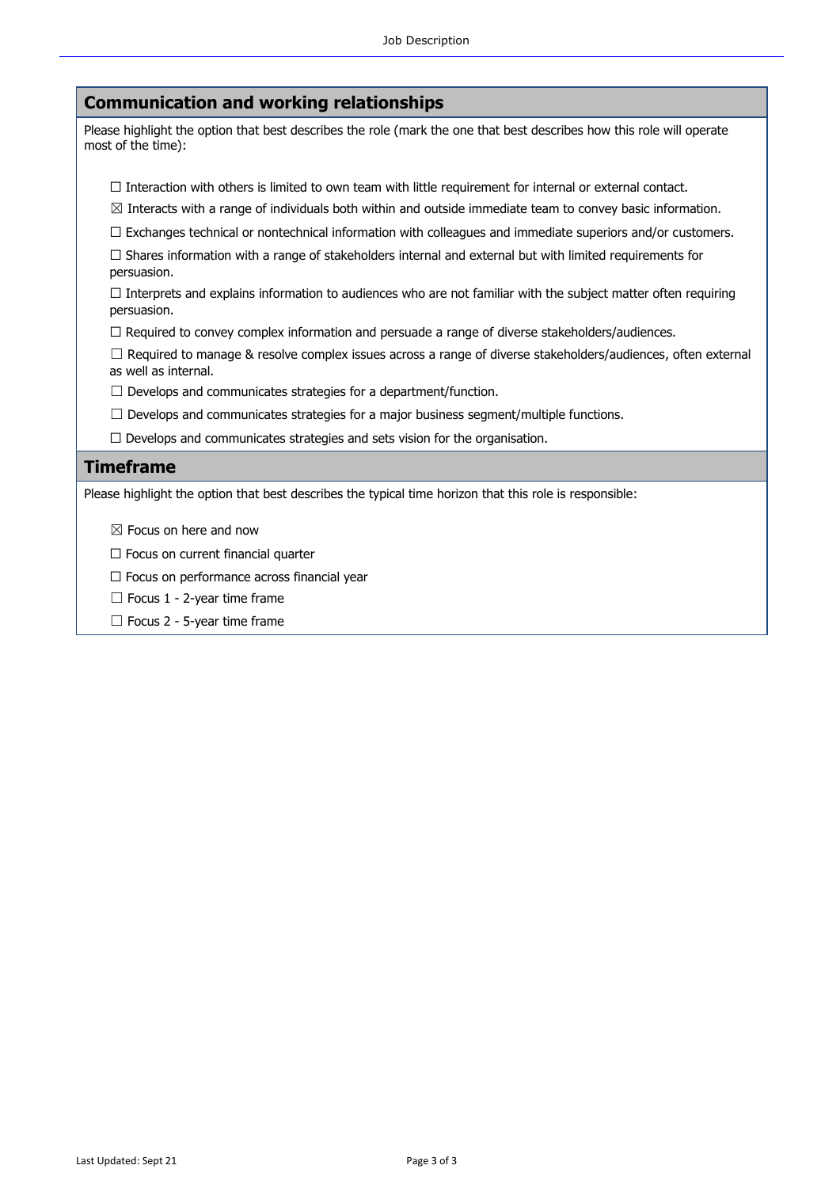## Communication and working relationships

Please highlight the option that best describes the role (mark the one that best describes how this role will operate most of the time):

☐ Interaction with others is limited to own team with little requirement for internal or external contact.

☒ Interacts with a range of individuals both within and outside immediate team to convey basic information.

☐ Exchanges technical or nontechnical information with colleagues and immediate superiors and/or customers.

☐ Shares information with a range of stakeholders internal and external but with limited requirements for persuasion.

☐ Interprets and explains information to audiences who are not familiar with the subject matter often requiring persuasion.

☐ Required to convey complex information and persuade a range of diverse stakeholders/audiences.

☐ Required to manage & resolve complex issues across a range of diverse stakeholders/audiences, often external as well as internal.

☐ Develops and communicates strategies for a department/function.

☐ Develops and communicates strategies for a major business segment/multiple functions.

☐ Develops and communicates strategies and sets vision for the organisation.

## Timeframe

Please highlight the option that best describes the typical time horizon that this role is responsible:

☒ Focus on here and now

☐ Focus on current financial quarter

☐ Focus on performance across financial year

☐ Focus 1 - 2-year time frame

☐ Focus 2 - 5-year time frame